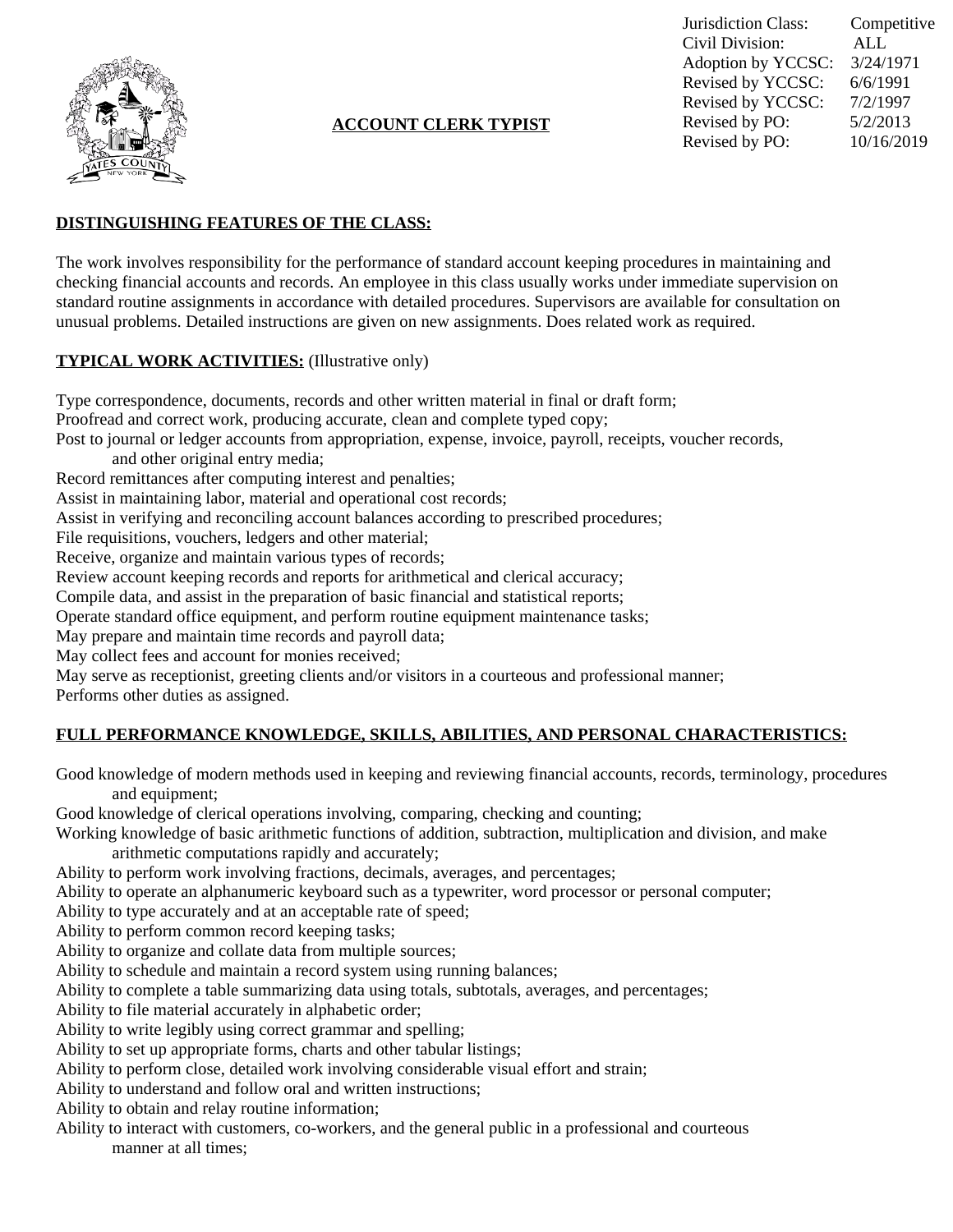| | |
|---|---|
| Jurisdiction Class: | Competitive |
| Civil Division: | ALL |
| Adoption by YCCSC: | 3/24/1971 |
| Revised by YCCSC: | 6/6/1991 |
| Revised by YCCSC: | 7/2/1997 |
| Revised by PO: | 5/2/2013 |
| Revised by PO: | 10/16/2019 |

# ACCOUNT CLERK TYPIST

## DISTINGUISHING FEATURES OF THE CLASS:

The work involves responsibility for the performance of standard account keeping procedures in maintaining and checking financial accounts and records. An employee in this class usually works under immediate supervision on standard routine assignments in accordance with detailed procedures. Supervisors are available for consultation on unusual problems. Detailed instructions are given on new assignments. Does related work as required.

## TYPICAL WORK ACTIVITIES: (Illustrative only)

Type correspondence, documents, records and other written material in final or draft form;
Proofread and correct work, producing accurate, clean and complete typed copy;
Post to journal or ledger accounts from appropriation, expense, invoice, payroll, receipts, voucher records, and other original entry media;
Record remittances after computing interest and penalties;
Assist in maintaining labor, material and operational cost records;
Assist in verifying and reconciling account balances according to prescribed procedures;
File requisitions, vouchers, ledgers and other material;
Receive, organize and maintain various types of records;
Review account keeping records and reports for arithmetical and clerical accuracy;
Compile data, and assist in the preparation of basic financial and statistical reports;
Operate standard office equipment, and perform routine equipment maintenance tasks;
May prepare and maintain time records and payroll data;
May collect fees and account for monies received;
May serve as receptionist, greeting clients and/or visitors in a courteous and professional manner;
Performs other duties as assigned.

## FULL PERFORMANCE KNOWLEDGE, SKILLS, ABILITIES, AND PERSONAL CHARACTERISTICS:

Good knowledge of modern methods used in keeping and reviewing financial accounts, records, terminology, procedures and equipment;
Good knowledge of clerical operations involving, comparing, checking and counting;
Working knowledge of basic arithmetic functions of addition, subtraction, multiplication and division, and make arithmetic computations rapidly and accurately;
Ability to perform work involving fractions, decimals, averages, and percentages;
Ability to operate an alphanumeric keyboard such as a typewriter, word processor or personal computer;
Ability to type accurately and at an acceptable rate of speed;
Ability to perform common record keeping tasks;
Ability to organize and collate data from multiple sources;
Ability to schedule and maintain a record system using running balances;
Ability to complete a table summarizing data using totals, subtotals, averages, and percentages;
Ability to file material accurately in alphabetic order;
Ability to write legibly using correct grammar and spelling;
Ability to set up appropriate forms, charts and other tabular listings;
Ability to perform close, detailed work involving considerable visual effort and strain;
Ability to understand and follow oral and written instructions;
Ability to obtain and relay routine information;
Ability to interact with customers, co-workers, and the general public in a professional and courteous manner at all times;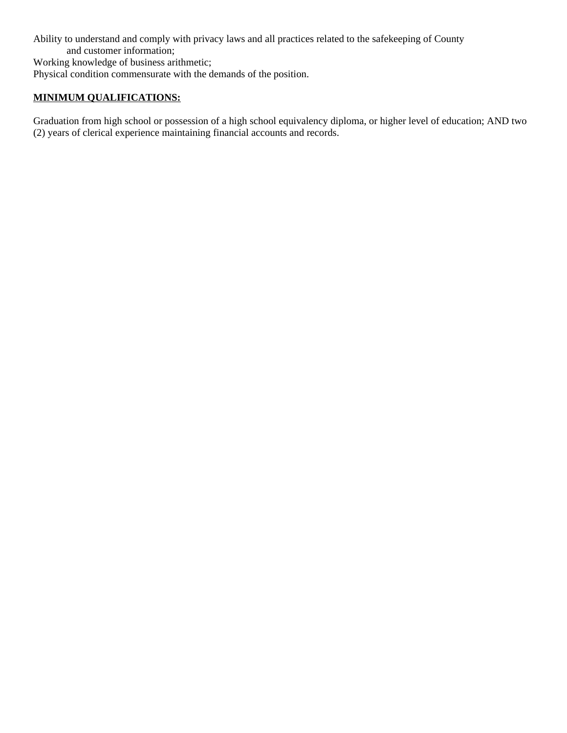Ability to understand and comply with privacy laws and all practices related to the safekeeping of County and customer information;
Working knowledge of business arithmetic;
Physical condition commensurate with the demands of the position.

**MINIMUM QUALIFICATIONS:**

Graduation from high school or possession of a high school equivalency diploma, or higher level of education; AND two (2) years of clerical experience maintaining financial accounts and records.